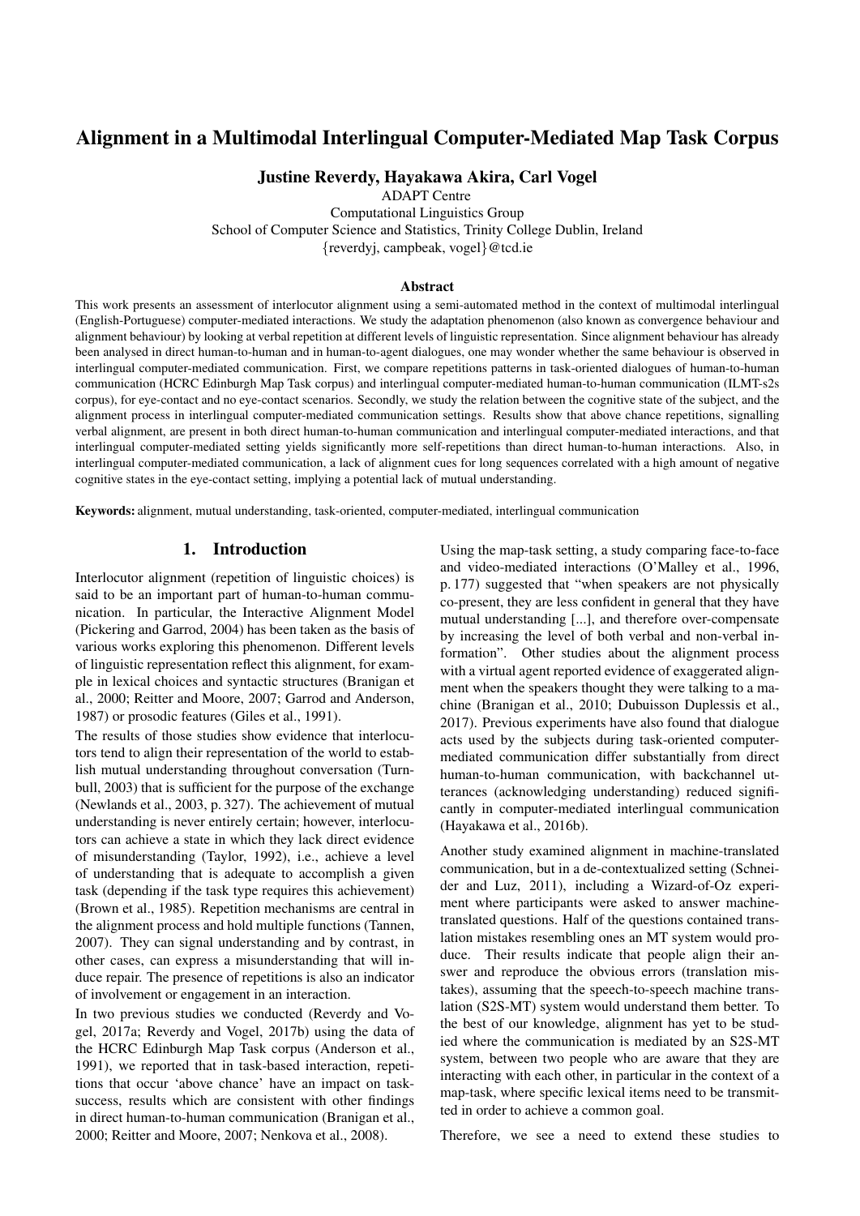# Alignment in a Multimodal Interlingual Computer-Mediated Map Task Corpus

**Justine Reverdy, Hayakawa Akira, Carl Vogel**

ADAPT Centre
Computational Linguistics Group
School of Computer Science and Statistics, Trinity College Dublin, Ireland
{reverdyj, campbeak, vogel}@tcd.ie

### Abstract

This work presents an assessment of interlocutor alignment using a semi-automated method in the context of multimodal interlingual (English-Portuguese) computer-mediated interactions. We study the adaptation phenomenon (also known as convergence behaviour and alignment behaviour) by looking at verbal repetition at different levels of linguistic representation. Since alignment behaviour has already been analysed in direct human-to-human and in human-to-agent dialogues, one may wonder whether the same behaviour is observed in interlingual computer-mediated communication. First, we compare repetitions patterns in task-oriented dialogues of human-to-human communication (HCRC Edinburgh Map Task corpus) and interlingual computer-mediated human-to-human communication (ILMT-s2s corpus), for eye-contact and no eye-contact scenarios. Secondly, we study the relation between the cognitive state of the subject, and the alignment process in interlingual computer-mediated communication settings. Results show that above chance repetitions, signalling verbal alignment, are present in both direct human-to-human communication and interlingual computer-mediated interactions, and that interlingual computer-mediated setting yields significantly more self-repetitions than direct human-to-human interactions. Also, in interlingual computer-mediated communication, a lack of alignment cues for long sequences correlated with a high amount of negative cognitive states in the eye-contact setting, implying a potential lack of mutual understanding.

**Keywords:** alignment, mutual understanding, task-oriented, computer-mediated, interlingual communication

## 1. Introduction

Interlocutor alignment (repetition of linguistic choices) is said to be an important part of human-to-human communication. In particular, the Interactive Alignment Model (Pickering and Garrod, 2004) has been taken as the basis of various works exploring this phenomenon. Different levels of linguistic representation reflect this alignment, for example in lexical choices and syntactic structures (Branigan et al., 2000; Reitter and Moore, 2007; Garrod and Anderson, 1987) or prosodic features (Giles et al., 1991).

The results of those studies show evidence that interlocutors tend to align their representation of the world to establish mutual understanding throughout conversation (Turnbull, 2003) that is sufficient for the purpose of the exchange (Newlands et al., 2003, p. 327). The achievement of mutual understanding is never entirely certain; however, interlocutors can achieve a state in which they lack direct evidence of misunderstanding (Taylor, 1992), i.e., achieve a level of understanding that is adequate to accomplish a given task (depending if the task type requires this achievement) (Brown et al., 1985). Repetition mechanisms are central in the alignment process and hold multiple functions (Tannen, 2007). They can signal understanding and by contrast, in other cases, can express a misunderstanding that will induce repair. The presence of repetitions is also an indicator of involvement or engagement in an interaction.

In two previous studies we conducted (Reverdy and Vogel, 2017a; Reverdy and Vogel, 2017b) using the data of the HCRC Edinburgh Map Task corpus (Anderson et al., 1991), we reported that in task-based interaction, repetitions that occur 'above chance' have an impact on task-success, results which are consistent with other findings in direct human-to-human communication (Branigan et al., 2000; Reitter and Moore, 2007; Nenkova et al., 2008).

Using the map-task setting, a study comparing face-to-face and video-mediated interactions (O'Malley et al., 1996, p. 177) suggested that "when speakers are not physically co-present, they are less confident in general that they have mutual understanding [...], and therefore over-compensate by increasing the level of both verbal and non-verbal information". Other studies about the alignment process with a virtual agent reported evidence of exaggerated alignment when the speakers thought they were talking to a machine (Branigan et al., 2010; Dubuisson Duplessis et al., 2017). Previous experiments have also found that dialogue acts used by the subjects during task-oriented computer-mediated communication differ substantially from direct human-to-human communication, with backchannel utterances (acknowledging understanding) reduced significantly in computer-mediated interlingual communication (Hayakawa et al., 2016b).

Another study examined alignment in machine-translated communication, but in a de-contextualized setting (Schneider and Luz, 2011), including a Wizard-of-Oz experiment where participants were asked to answer machine-translated questions. Half of the questions contained translation mistakes resembling ones an MT system would produce. Their results indicate that people align their answer and reproduce the obvious errors (translation mistakes), assuming that the speech-to-speech machine translation (S2S-MT) system would understand them better. To the best of our knowledge, alignment has yet to be studied where the communication is mediated by an S2S-MT system, between two people who are aware that they are interacting with each other, in particular in the context of a map-task, where specific lexical items need to be transmitted in order to achieve a common goal.

Therefore, we see a need to extend these studies to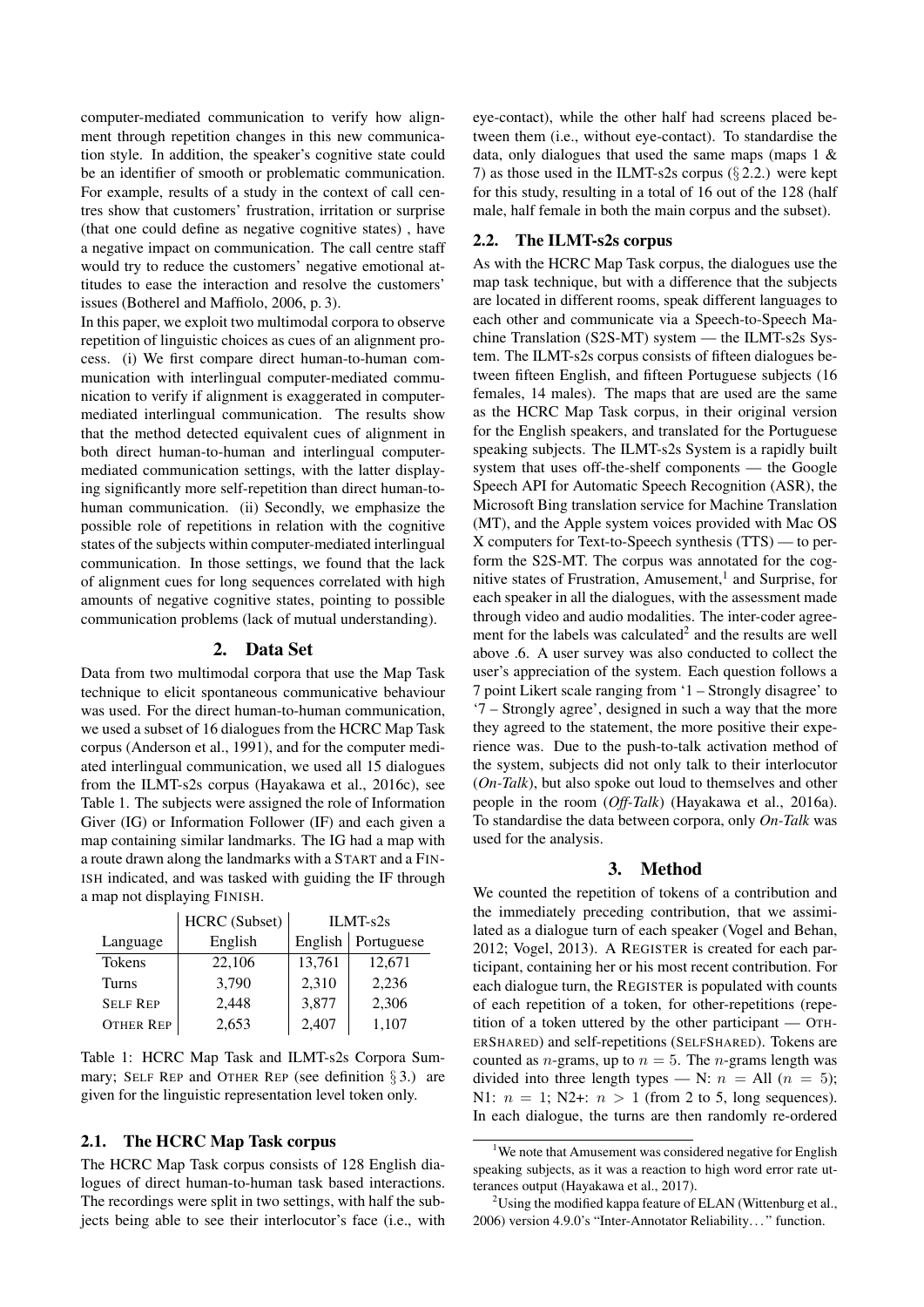computer-mediated communication to verify how alignment through repetition changes in this new communication style. In addition, the speaker's cognitive state could be an identifier of smooth or problematic communication. For example, results of a study in the context of call centres show that customers' frustration, irritation or surprise (that one could define as negative cognitive states) , have a negative impact on communication. The call centre staff would try to reduce the customers' negative emotional attitudes to ease the interaction and resolve the customers' issues (Botherel and Maffiolo, 2006, p. 3).

In this paper, we exploit two multimodal corpora to observe repetition of linguistic choices as cues of an alignment process. (i) We first compare direct human-to-human communication with interlingual computer-mediated communication to verify if alignment is exaggerated in computer-mediated interlingual communication. The results show that the method detected equivalent cues of alignment in both direct human-to-human and interlingual computer-mediated communication settings, with the latter displaying significantly more self-repetition than direct human-to-human communication. (ii) Secondly, we emphasize the possible role of repetitions in relation with the cognitive states of the subjects within computer-mediated interlingual communication. In those settings, we found that the lack of alignment cues for long sequences correlated with high amounts of negative cognitive states, pointing to possible communication problems (lack of mutual understanding).

## 2. Data Set

Data from two multimodal corpora that use the Map Task technique to elicit spontaneous communicative behaviour was used. For the direct human-to-human communication, we used a subset of 16 dialogues from the HCRC Map Task corpus (Anderson et al., 1991), and for the computer mediated interlingual communication, we used all 15 dialogues from the ILMT-s2s corpus (Hayakawa et al., 2016c), see Table 1. The subjects were assigned the role of Information Giver (IG) or Information Follower (IF) and each given a map containing similar landmarks. The IG had a map with a route drawn along the landmarks with a START and a FINISH indicated, and was tasked with guiding the IF through a map not displaying FINISH.

| | HCRC (Subset) | ILMT-s2s | |
|---|---|---|---|
| Language | English | English | Portuguese |
| Tokens | 22,106 | 13,761 | 12,671 |
| Turns | 3,790 | 2,310 | 2,236 |
| SELF REP | 2,448 | 3,877 | 2,306 |
| OTHER REP | 2,653 | 2,407 | 1,107 |

Table 1: HCRC Map Task and ILMT-s2s Corpora Summary; SELF REP and OTHER REP (see definition § 3.) are given for the linguistic representation level token only.

### 2.1. The HCRC Map Task corpus

The HCRC Map Task corpus consists of 128 English dialogues of direct human-to-human task based interactions. The recordings were split in two settings, with half the subjects being able to see their interlocutor's face (i.e., with eye-contact), while the other half had screens placed between them (i.e., without eye-contact). To standardise the data, only dialogues that used the same maps (maps 1 & 7) as those used in the ILMT-s2s corpus (§ 2.2.) were kept for this study, resulting in a total of 16 out of the 128 (half male, half female in both the main corpus and the subset).

### 2.2. The ILMT-s2s corpus

As with the HCRC Map Task corpus, the dialogues use the map task technique, but with a difference that the subjects are located in different rooms, speak different languages to each other and communicate via a Speech-to-Speech Machine Translation (S2S-MT) system — the ILMT-s2s System. The ILMT-s2s corpus consists of fifteen dialogues between fifteen English, and fifteen Portuguese subjects (16 females, 14 males). The maps that are used are the same as the HCRC Map Task corpus, in their original version for the English speakers, and translated for the Portuguese speaking subjects. The ILMT-s2s System is a rapidly built system that uses off-the-shelf components — the Google Speech API for Automatic Speech Recognition (ASR), the Microsoft Bing translation service for Machine Translation (MT), and the Apple system voices provided with Mac OS X computers for Text-to-Speech synthesis (TTS) — to perform the S2S-MT. The corpus was annotated for the cognitive states of Frustration, Amusement,[1] and Surprise, for each speaker in all the dialogues, with the assessment made through video and audio modalities. The inter-coder agreement for the labels was calculated[2] and the results are well above .6. A user survey was also conducted to collect the user's appreciation of the system. Each question follows a 7 point Likert scale ranging from '1 – Strongly disagree' to '7 – Strongly agree', designed in such a way that the more they agreed to the statement, the more positive their experience was. Due to the push-to-talk activation method of the system, subjects did not only talk to their interlocutor (*On-Talk*), but also spoke out loud to themselves and other people in the room (*Off-Talk*) (Hayakawa et al., 2016a). To standardise the data between corpora, only *On-Talk* was used for the analysis.

## 3. Method

We counted the repetition of tokens of a contribution and the immediately preceding contribution, that we assimilated as a dialogue turn of each speaker (Vogel and Behan, 2012; Vogel, 2013). A REGISTER is created for each participant, containing her or his most recent contribution. For each dialogue turn, the REGISTER is populated with counts of each repetition of a token, for other-repetitions (repetition of a token uttered by the other participant — OTHERSHARED) and self-repetitions (SELFSHARED). Tokens are counted as $n$-grams, up to $n = 5$. The $n$-grams length was divided into three length types — N: $n$ = All ($n$ = 5); N1: $n = 1$; N2+: $n > 1$ (from 2 to 5, long sequences). In each dialogue, the turns are then randomly re-ordered

[1] We note that Amusement was considered negative for English speaking subjects, as it was a reaction to high word error rate utterances output (Hayakawa et al., 2017).

[2] Using the modified kappa feature of ELAN (Wittenburg et al., 2006) version 4.9.0's "Inter-Annotator Reliability..." function.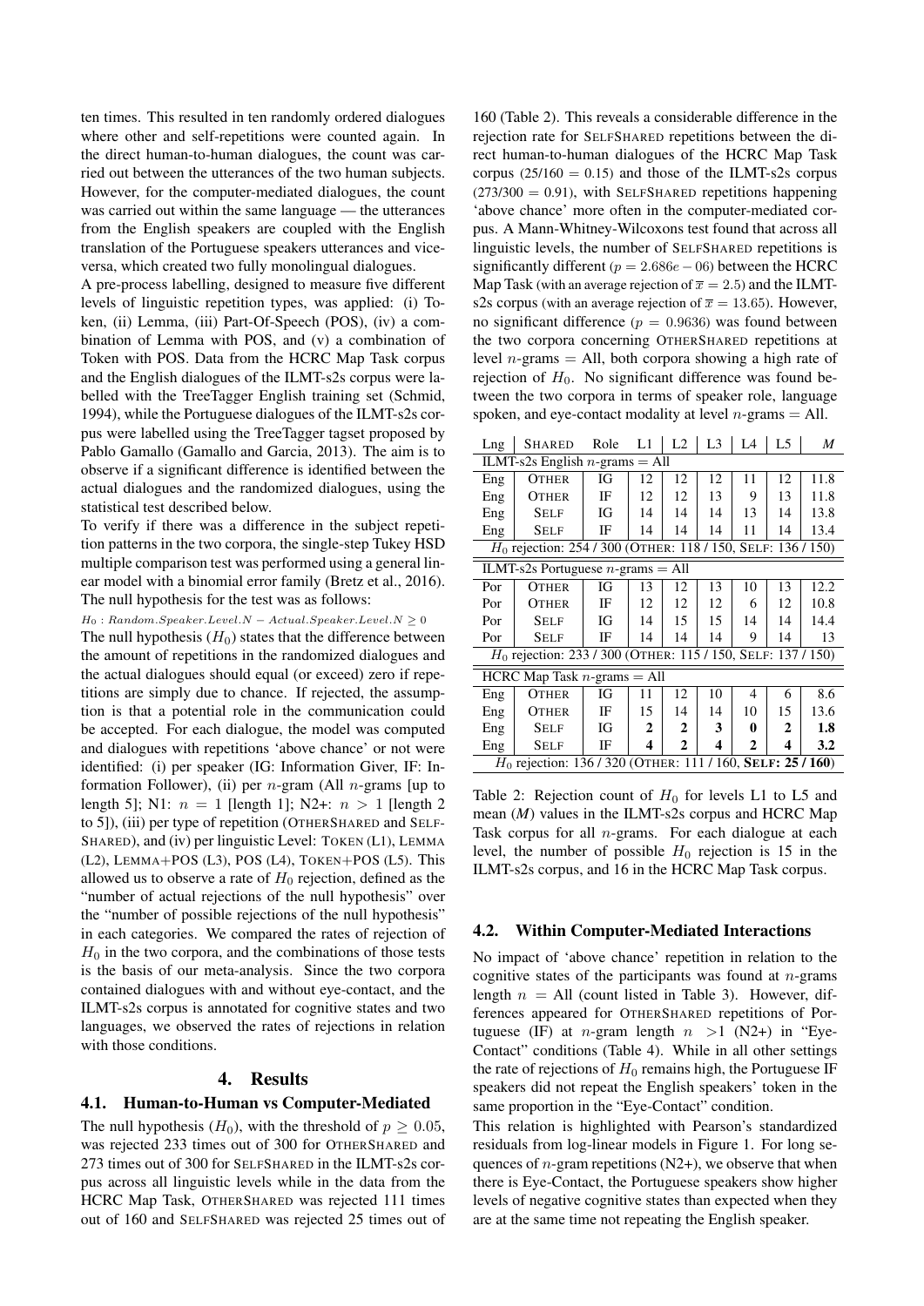ten times. This resulted in ten randomly ordered dialogues where other and self-repetitions were counted again. In the direct human-to-human dialogues, the count was carried out between the utterances of the two human subjects. However, for the computer-mediated dialogues, the count was carried out within the same language — the utterances from the English speakers are coupled with the English translation of the Portuguese speakers utterances and vice-versa, which created two fully monolingual dialogues.

A pre-process labelling, designed to measure five different levels of linguistic repetition types, was applied: (i) Token, (ii) Lemma, (iii) Part-Of-Speech (POS), (iv) a combination of Lemma with POS, and (v) a combination of Token with POS. Data from the HCRC Map Task corpus and the English dialogues of the ILMT-s2s corpus were labelled with the TreeTagger English training set (Schmid, 1994), while the Portuguese dialogues of the ILMT-s2s corpus were labelled using the TreeTagger tagset proposed by Pablo Gamallo (Gamallo and Garcia, 2013). The aim is to observe if a significant difference is identified between the actual dialogues and the randomized dialogues, using the statistical test described below.

To verify if there was a difference in the subject repetition patterns in the two corpora, the single-step Tukey HSD multiple comparison test was performed using a general linear model with a binomial error family (Bretz et al., 2016). The null hypothesis for the test was as follows:

$H_0 : Random.Speaker.Level.N - Actual.Speaker.Level.N \geq 0$

The null hypothesis ($H_0$) states that the difference between the amount of repetitions in the randomized dialogues and the actual dialogues should equal (or exceed) zero if repetitions are simply due to chance. If rejected, the assumption is that a potential role in the communication could be accepted. For each dialogue, the model was computed and dialogues with repetitions 'above chance' or not were identified: (i) per speaker (IG: Information Giver, IF: Information Follower), (ii) per $n$-gram (All $n$-grams [up to length 5]; N1: $n = 1$ [length 1]; N2+: $n > 1$ [length 2 to 5]), (iii) per type of repetition (OTHERSHARED and SELFSHARED), and (iv) per linguistic Level: TOKEN (L1), LEMMA (L2), LEMMA+POS (L3), POS (L4), TOKEN+POS (L5). This allowed us to observe a rate of $H_0$ rejection, defined as the "number of actual rejections of the null hypothesis" over the "number of possible rejections of the null hypothesis" in each categories. We compared the rates of rejection of $H_0$ in the two corpora, and the combinations of those tests is the basis of our meta-analysis. Since the two corpora contained dialogues with and without eye-contact, and the ILMT-s2s corpus is annotated for cognitive states and two languages, we observed the rates of rejections in relation with those conditions.

# 4. Results

## 4.1. Human-to-Human vs Computer-Mediated

The null hypothesis ($H_0$), with the threshold of $p \geq 0.05$, was rejected 233 times out of 300 for OTHERSHARED and 273 times out of 300 for SELFSHARED in the ILMT-s2s corpus across all linguistic levels while in the data from the HCRC Map Task, OTHERSHARED was rejected 111 times out of 160 and SELFSHARED was rejected 25 times out of 160 (Table 2). This reveals a considerable difference in the rejection rate for SELFSHARED repetitions between the direct human-to-human dialogues of the HCRC Map Task corpus ($25/160 = 0.15$) and those of the ILMT-s2s corpus ($273/300 = 0.91$), with SELFSHARED repetitions happening 'above chance' more often in the computer-mediated corpus. A Mann-Whitney-Wilcoxons test found that across all linguistic levels, the number of SELFSHARED repetitions is significantly different ($p = 2.686e-06$) between the HCRC Map Task (with an average rejection of $\overline{x} = 2.5$) and the ILMT-s2s corpus (with an average rejection of $\overline{x} = 13.65$). However, no significant difference ($p = 0.9636$) was found between the two corpora concerning OTHERSHARED repetitions at level $n$-grams = All, both corpora showing a high rate of rejection of $H_0$. No significant difference was found between the two corpora in terms of speaker role, language spoken, and eye-contact modality at level $n$-grams = All.

| Lng | SHARED | Role | L1 | L2 | L3 | L4 | L5 | *M* |
|---|---|---|---|---|---|---|---|---|
| ILMT-s2s English $n$-grams = All | | | | | | | | |
| Eng | OTHER | IG | 12 | 12 | 12 | 11 | 12 | 11.8 |
| Eng | OTHER | IF | 12 | 12 | 13 | 9 | 13 | 11.8 |
| Eng | SELF | IG | 14 | 14 | 14 | 13 | 14 | 13.8 |
| Eng | SELF | IF | 14 | 14 | 14 | 11 | 14 | 13.4 |
| $H_0$ rejection: 254 / 300 (OTHER: 118 / 150, SELF: 136 / 150) | | | | | | | | |
| ILMT-s2s Portuguese $n$-grams = All | | | | | | | | |
| Por | OTHER | IG | 13 | 12 | 13 | 10 | 13 | 12.2 |
| Por | OTHER | IF | 12 | 12 | 12 | 6 | 12 | 10.8 |
| Por | SELF | IG | 14 | 15 | 15 | 14 | 14 | 14.4 |
| Por | SELF | IF | 14 | 14 | 14 | 9 | 14 | 13 |
| $H_0$ rejection: 233 / 300 (OTHER: 115 / 150, SELF: 137 / 150) | | | | | | | | |
| HCRC Map Task $n$-grams = All | | | | | | | | |
| Eng | OTHER | IG | 11 | 12 | 10 | 4 | 6 | 8.6 |
| Eng | OTHER | IF | 15 | 14 | 14 | 10 | 15 | 13.6 |
| Eng | SELF | IG | **2** | **2** | **3** | **0** | **2** | **1.8** |
| Eng | SELF | IF | **4** | **2** | **4** | **2** | **4** | **3.2** |
| $H_0$ rejection: 136 / 320 (OTHER: 111 / 160, **SELF: 25 / 160**) | | | | | | | | |

Table 2: Rejection count of $H_0$ for levels L1 to L5 and mean (*M*) values in the ILMT-s2s corpus and HCRC Map Task corpus for all $n$-grams. For each dialogue at each level, the number of possible $H_0$ rejection is 15 in the ILMT-s2s corpus, and 16 in the HCRC Map Task corpus.

## 4.2. Within Computer-Mediated Interactions

No impact of 'above chance' repetition in relation to the cognitive states of the participants was found at $n$-grams length $n$ = All (count listed in Table 3). However, differences appeared for OTHERSHARED repetitions of Portuguese (IF) at $n$-gram length $n$ $>1$ (N2+) in "Eye-Contact" conditions (Table 4). While in all other settings the rate of rejections of $H_0$ remains high, the Portuguese IF speakers did not repeat the English speakers' token in the same proportion in the "Eye-Contact" condition.

This relation is highlighted with Pearson's standardized residuals from log-linear models in Figure 1. For long sequences of $n$-gram repetitions (N2+), we observe that when there is Eye-Contact, the Portuguese speakers show higher levels of negative cognitive states than expected when they are at the same time not repeating the English speaker.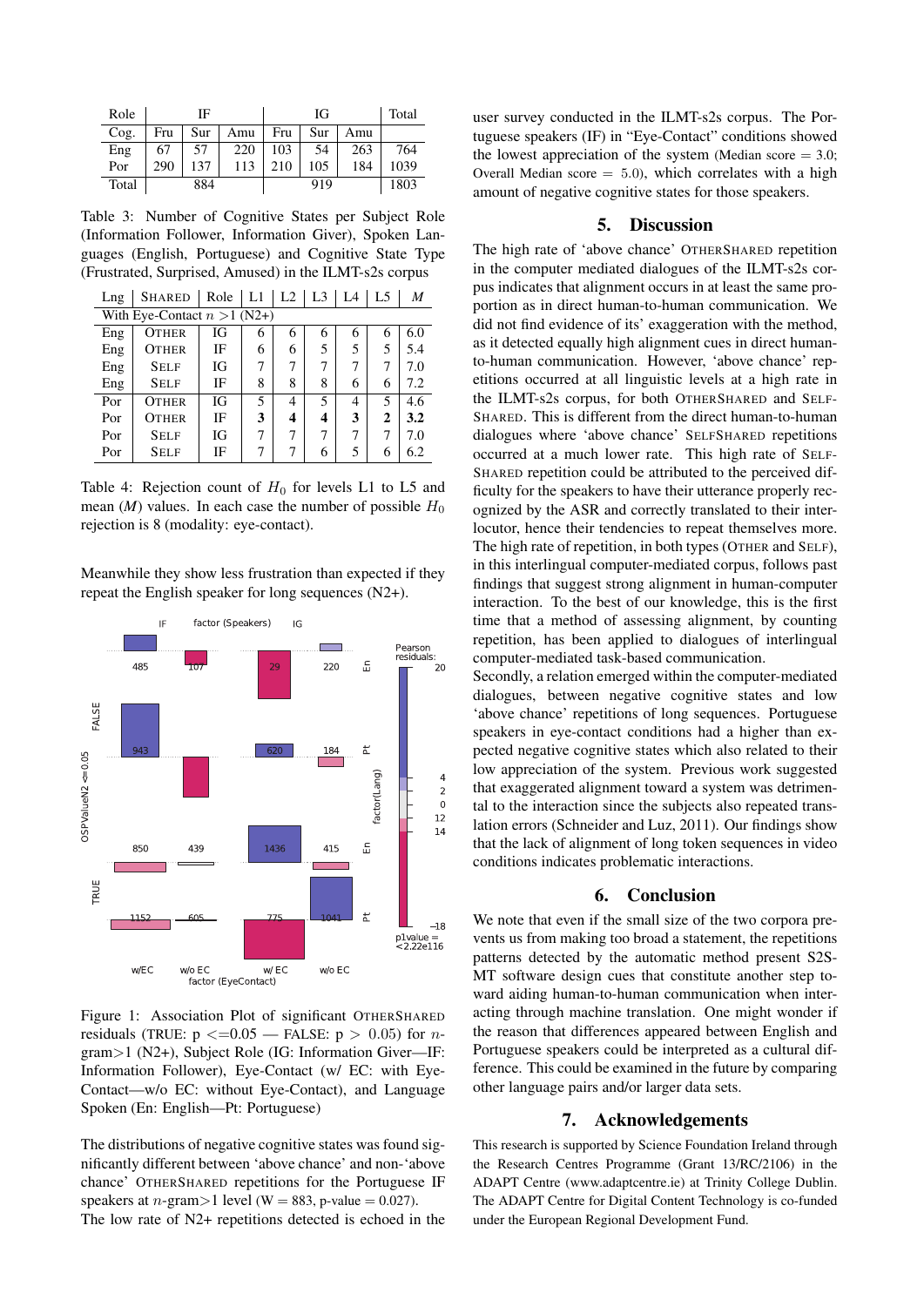| Role | IF | | | IG | | | Total |
|---|---|---|---|---|---|---|---|
| Cog. | Fru | Sur | Amu | Fru | Sur | Amu | |
| Eng | 67 | 57 | 220 | 103 | 54 | 263 | 764 |
| Por | 290 | 137 | 113 | 210 | 105 | 184 | 1039 |
| Total | 884 | | | 919 | | | 1803 |

Table 3: Number of Cognitive States per Subject Role (Information Follower, Information Giver), Spoken Languages (English, Portuguese) and Cognitive State Type (Frustrated, Surprised, Amused) in the ILMT-s2s corpus

| Lng | SHARED | Role | L1 | L2 | L3 | L4 | L5 | *M* |
|---|---|---|---|---|---|---|---|---|
| With Eye-Contact $n > 1$ (N2+) | | | | | | | | |
| Eng | OTHER | IG | 6 | 6 | 6 | 6 | 6 | 6.0 |
| Eng | OTHER | IF | 6 | 6 | 5 | 5 | 5 | 5.4 |
| Eng | SELF | IG | 7 | 7 | 7 | 7 | 7 | 7.0 |
| Eng | SELF | IF | 8 | 8 | 8 | 6 | 6 | 7.2 |
| Por | OTHER | IG | 5 | 4 | 5 | 4 | 5 | 4.6 |
| Por | OTHER | IF | **3** | **4** | **4** | **3** | **2** | **3.2** |
| Por | SELF | IG | 7 | 7 | 7 | 7 | 7 | 7.0 |
| Por | SELF | IF | 7 | 7 | 6 | 5 | 6 | 6.2 |

Table 4: Rejection count of $H_0$ for levels L1 to L5 and mean (*M*) values. In each case the number of possible $H_0$ rejection is 8 (modality: eye-contact).

Meanwhile they show less frustration than expected if they repeat the English speaker for long sequences (N2+).

Figure 1: Association Plot of significant OTHERSHARED residuals (TRUE: p <=0.05 — FALSE: p > 0.05) for $n$-gram>1 (N2+), Subject Role (IG: Information Giver—IF: Information Follower), Eye-Contact (w/ EC: with Eye-Contact—w/o EC: without Eye-Contact), and Language Spoken (En: English—Pt: Portuguese)

The distributions of negative cognitive states was found significantly different between 'above chance' and non-'above chance' OTHERSHARED repetitions for the Portuguese IF speakers at $n$-gram>1 level (W = 883, p-value = 0.027).
The low rate of N2+ repetitions detected is echoed in the user survey conducted in the ILMT-s2s corpus. The Portuguese speakers (IF) in "Eye-Contact" conditions showed the lowest appreciation of the system (Median score = 3.0; Overall Median score = 5.0), which correlates with a high amount of negative cognitive states for those speakers.

## 5. Discussion

The high rate of 'above chance' OTHERSHARED repetition in the computer mediated dialogues of the ILMT-s2s corpus indicates that alignment occurs in at least the same proportion as in direct human-to-human communication. We did not find evidence of its' exaggeration with the method, as it detected equally high alignment cues in direct human-to-human communication. However, 'above chance' repetitions occurred at all linguistic levels at a high rate in the ILMT-s2s corpus, for both OTHERSHARED and SELFSHARED. This is different from the direct human-to-human dialogues where 'above chance' SELFSHARED repetitions occurred at a much lower rate. This high rate of SELFSHARED repetition could be attributed to the perceived difficulty for the speakers to have their utterance properly recognized by the ASR and correctly translated to their interlocutor, hence their tendencies to repeat themselves more. The high rate of repetition, in both types (OTHER and SELF), in this interlingual computer-mediated corpus, follows past findings that suggest strong alignment in human-computer interaction. To the best of our knowledge, this is the first time that a method of assessing alignment, by counting repetition, has been applied to dialogues of interlingual computer-mediated task-based communication.
Secondly, a relation emerged within the computer-mediated dialogues, between negative cognitive states and low 'above chance' repetitions of long sequences. Portuguese speakers in eye-contact conditions had a higher than expected negative cognitive states which also related to their low appreciation of the system. Previous work suggested that exaggerated alignment toward a system was detrimental to the interaction since the subjects also repeated translation errors (Schneider and Luz, 2011). Our findings show that the lack of alignment of long token sequences in video conditions indicates problematic interactions.

## 6. Conclusion

We note that even if the small size of the two corpora prevents us from making too broad a statement, the repetitions patterns detected by the automatic method present S2S-MT software design cues that constitute another step toward aiding human-to-human communication when interacting through machine translation. One might wonder if the reason that differences appeared between English and Portuguese speakers could be interpreted as a cultural difference. This could be examined in the future by comparing other language pairs and/or larger data sets.

## 7. Acknowledgements

This research is supported by Science Foundation Ireland through the Research Centres Programme (Grant 13/RC/2106) in the ADAPT Centre (www.adaptcentre.ie) at Trinity College Dublin. The ADAPT Centre for Digital Content Technology is co-funded under the European Regional Development Fund.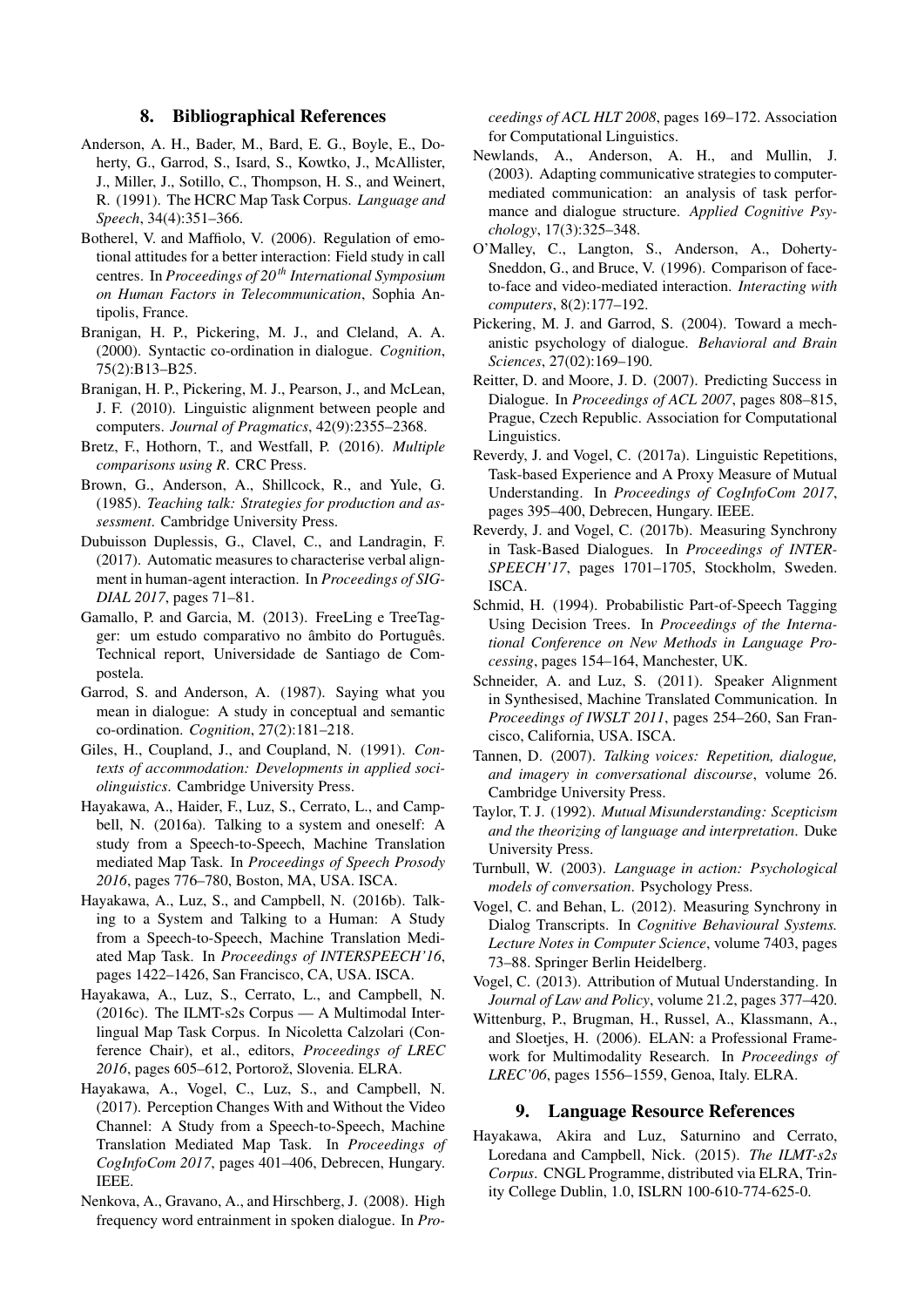## 8. Bibliographical References

Anderson, A. H., Bader, M., Bard, E. G., Boyle, E., Doherty, G., Garrod, S., Isard, S., Kowtko, J., McAllister, J., Miller, J., Sotillo, C., Thompson, H. S., and Weinert, R. (1991). The HCRC Map Task Corpus. *Language and Speech*, 34(4):351–366.

Botherel, V. and Maffiolo, V. (2006). Regulation of emotional attitudes for a better interaction: Field study in call centres. In *Proceedings of 20^th International Symposium on Human Factors in Telecommunication*, Sophia Antipolis, France.

Branigan, H. P., Pickering, M. J., and Cleland, A. A. (2000). Syntactic co-ordination in dialogue. *Cognition*, 75(2):B13–B25.

Branigan, H. P., Pickering, M. J., Pearson, J., and McLean, J. F. (2010). Linguistic alignment between people and computers. *Journal of Pragmatics*, 42(9):2355–2368.

Bretz, F., Hothorn, T., and Westfall, P. (2016). *Multiple comparisons using R*. CRC Press.

Brown, G., Anderson, A., Shillcock, R., and Yule, G. (1985). *Teaching talk: Strategies for production and assessment*. Cambridge University Press.

Dubuisson Duplessis, G., Clavel, C., and Landragin, F. (2017). Automatic measures to characterise verbal alignment in human-agent interaction. In *Proceedings of SIGDIAL 2017*, pages 71–81.

Gamallo, P. and Garcia, M. (2013). FreeLing e TreeTagger: um estudo comparativo no âmbito do Português. Technical report, Universidade de Santiago de Compostela.

Garrod, S. and Anderson, A. (1987). Saying what you mean in dialogue: A study in conceptual and semantic co-ordination. *Cognition*, 27(2):181–218.

Giles, H., Coupland, J., and Coupland, N. (1991). *Contexts of accommodation: Developments in applied sociolinguistics*. Cambridge University Press.

Hayakawa, A., Haider, F., Luz, S., Cerrato, L., and Campbell, N. (2016a). Talking to a system and oneself: A study from a Speech-to-Speech, Machine Translation mediated Map Task. In *Proceedings of Speech Prosody 2016*, pages 776–780, Boston, MA, USA. ISCA.

Hayakawa, A., Luz, S., and Campbell, N. (2016b). Talking to a System and Talking to a Human: A Study from a Speech-to-Speech, Machine Translation Mediated Map Task. In *Proceedings of INTERSPEECH'16*, pages 1422–1426, San Francisco, CA, USA. ISCA.

Hayakawa, A., Luz, S., Cerrato, L., and Campbell, N. (2016c). The ILMT-s2s Corpus — A Multimodal Interlingual Map Task Corpus. In Nicoletta Calzolari (Conference Chair), et al., editors, *Proceedings of LREC 2016*, pages 605–612, Portorož, Slovenia. ELRA.

Hayakawa, A., Vogel, C., Luz, S., and Campbell, N. (2017). Perception Changes With and Without the Video Channel: A Study from a Speech-to-Speech, Machine Translation Mediated Map Task. In *Proceedings of CogInfoCom 2017*, pages 401–406, Debrecen, Hungary. IEEE.

Nenkova, A., Gravano, A., and Hirschberg, J. (2008). High frequency word entrainment in spoken dialogue. In *Proceedings of ACL HLT 2008*, pages 169–172. Association for Computational Linguistics.

Newlands, A., Anderson, A. H., and Mullin, J. (2003). Adapting communicative strategies to computer-mediated communication: an analysis of task performance and dialogue structure. *Applied Cognitive Psychology*, 17(3):325–348.

O'Malley, C., Langton, S., Anderson, A., Doherty-Sneddon, G., and Bruce, V. (1996). Comparison of face-to-face and video-mediated interaction. *Interacting with computers*, 8(2):177–192.

Pickering, M. J. and Garrod, S. (2004). Toward a mechanistic psychology of dialogue. *Behavioral and Brain Sciences*, 27(02):169–190.

Reitter, D. and Moore, J. D. (2007). Predicting Success in Dialogue. In *Proceedings of ACL 2007*, pages 808–815, Prague, Czech Republic. Association for Computational Linguistics.

Reverdy, J. and Vogel, C. (2017a). Linguistic Repetitions, Task-based Experience and A Proxy Measure of Mutual Understanding. In *Proceedings of CogInfoCom 2017*, pages 395–400, Debrecen, Hungary. IEEE.

Reverdy, J. and Vogel, C. (2017b). Measuring Synchrony in Task-Based Dialogues. In *Proceedings of INTERSPEECH'17*, pages 1701–1705, Stockholm, Sweden. ISCA.

Schmid, H. (1994). Probabilistic Part-of-Speech Tagging Using Decision Trees. In *Proceedings of the International Conference on New Methods in Language Processing*, pages 154–164, Manchester, UK.

Schneider, A. and Luz, S. (2011). Speaker Alignment in Synthesised, Machine Translated Communication. In *Proceedings of IWSLT 2011*, pages 254–260, San Francisco, California, USA. ISCA.

Tannen, D. (2007). *Talking voices: Repetition, dialogue, and imagery in conversational discourse*, volume 26. Cambridge University Press.

Taylor, T. J. (1992). *Mutual Misunderstanding: Scepticism and the theorizing of language and interpretation*. Duke University Press.

Turnbull, W. (2003). *Language in action: Psychological models of conversation*. Psychology Press.

Vogel, C. and Behan, L. (2012). Measuring Synchrony in Dialog Transcripts. In *Cognitive Behavioural Systems. Lecture Notes in Computer Science*, volume 7403, pages 73–88. Springer Berlin Heidelberg.

Vogel, C. (2013). Attribution of Mutual Understanding. In *Journal of Law and Policy*, volume 21.2, pages 377–420.

Wittenburg, P., Brugman, H., Russel, A., Klassmann, A., and Sloetjes, H. (2006). ELAN: a Professional Framework for Multimodality Research. In *Proceedings of LREC'06*, pages 1556–1559, Genoa, Italy. ELRA.

## 9. Language Resource References

Hayakawa, Akira and Luz, Saturnino and Cerrato, Loredana and Campbell, Nick. (2015). *The ILMT-s2s Corpus*. CNGL Programme, distributed via ELRA, Trinity College Dublin, 1.0, ISLRN 100-610-774-625-0.